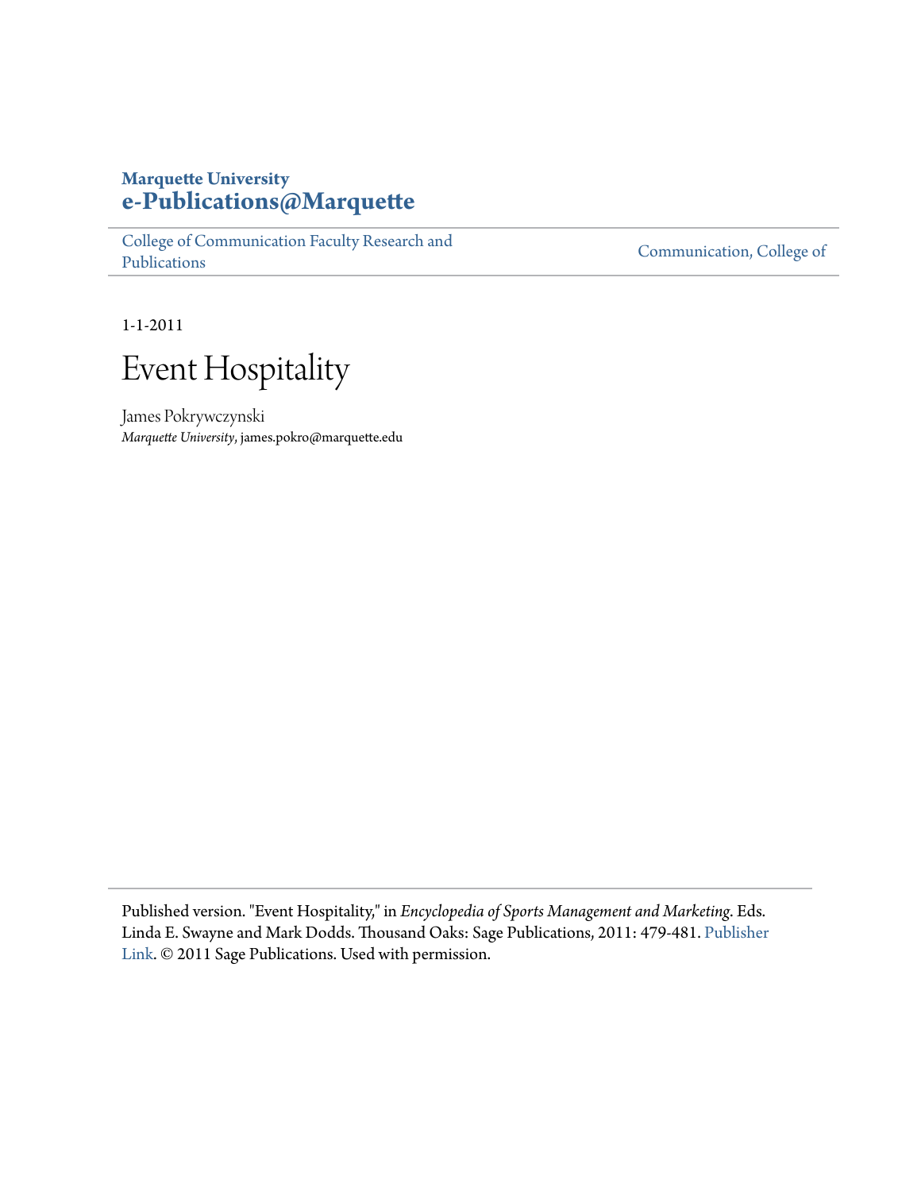**Marquette University**
**e-Publications@Marquette**

College of Communication Faculty Research and Publications | Communication, College of

1-1-2011

# Event Hospitality

James Pokrywczynski
*Marquette University*, james.pokro@marquette.edu

---

Published version. "Event Hospitality," in *Encyclopedia of Sports Management and Marketing*. Eds. Linda E. Swayne and Mark Dodds. Thousand Oaks: Sage Publications, 2011: 479-481. Publisher Link. © 2011 Sage Publications. Used with permission.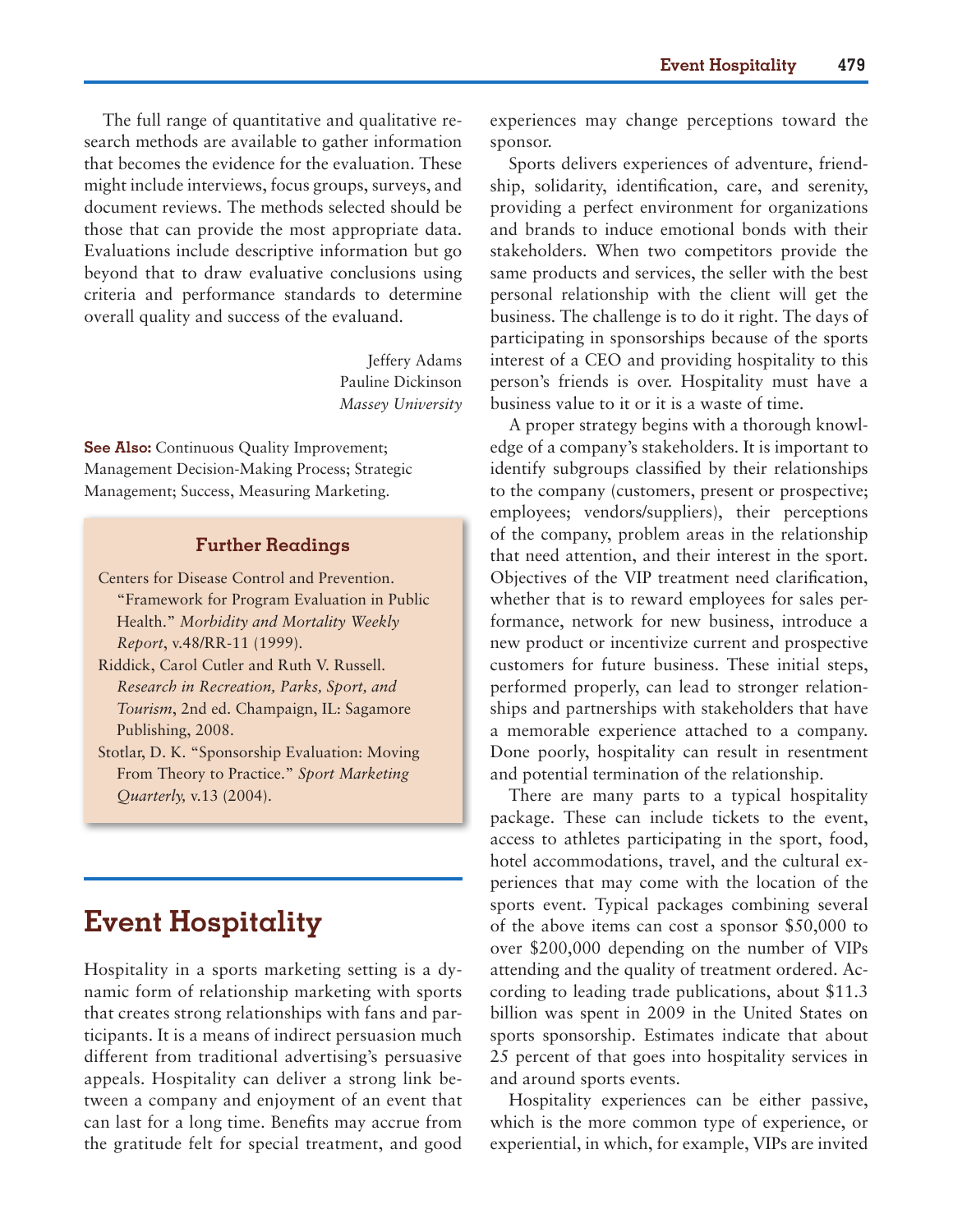The full range of quantitative and qualitative research methods are available to gather information that becomes the evidence for the evaluation. These might include interviews, focus groups, surveys, and document reviews. The methods selected should be those that can provide the most appropriate data. Evaluations include descriptive information but go beyond that to draw evaluative conclusions using criteria and performance standards to determine overall quality and success of the evaluand.

Jeffery Adams
Pauline Dickinson
*Massey University*

**See Also:** Continuous Quality Improvement; Management Decision-Making Process; Strategic Management; Success, Measuring Marketing.

### Further Readings

Centers for Disease Control and Prevention. "Framework for Program Evaluation in Public Health." *Morbidity and Mortality Weekly Report*, v.48/RR-11 (1999).

Riddick, Carol Cutler and Ruth V. Russell. *Research in Recreation, Parks, Sport, and Tourism*, 2nd ed. Champaign, IL: Sagamore Publishing, 2008.

Stotlar, D. K. "Sponsorship Evaluation: Moving From Theory to Practice." *Sport Marketing Quarterly,* v.13 (2004).

# Event Hospitality

Hospitality in a sports marketing setting is a dynamic form of relationship marketing with sports that creates strong relationships with fans and participants. It is a means of indirect persuasion much different from traditional advertising's persuasive appeals. Hospitality can deliver a strong link between a company and enjoyment of an event that can last for a long time. Benefits may accrue from the gratitude felt for special treatment, and good experiences may change perceptions toward the sponsor.

Sports delivers experiences of adventure, friendship, solidarity, identification, care, and serenity, providing a perfect environment for organizations and brands to induce emotional bonds with their stakeholders. When two competitors provide the same products and services, the seller with the best personal relationship with the client will get the business. The challenge is to do it right. The days of participating in sponsorships because of the sports interest of a CEO and providing hospitality to this person's friends is over. Hospitality must have a business value to it or it is a waste of time.

A proper strategy begins with a thorough knowledge of a company's stakeholders. It is important to identify subgroups classified by their relationships to the company (customers, present or prospective; employees; vendors/suppliers), their perceptions of the company, problem areas in the relationship that need attention, and their interest in the sport. Objectives of the VIP treatment need clarification, whether that is to reward employees for sales performance, network for new business, introduce a new product or incentivize current and prospective customers for future business. These initial steps, performed properly, can lead to stronger relationships and partnerships with stakeholders that have a memorable experience attached to a company. Done poorly, hospitality can result in resentment and potential termination of the relationship.

There are many parts to a typical hospitality package. These can include tickets to the event, access to athletes participating in the sport, food, hotel accommodations, travel, and the cultural experiences that may come with the location of the sports event. Typical packages combining several of the above items can cost a sponsor $50,000 to over $200,000 depending on the number of VIPs attending and the quality of treatment ordered. According to leading trade publications, about $11.3 billion was spent in 2009 in the United States on sports sponsorship. Estimates indicate that about 25 percent of that goes into hospitality services in and around sports events.

Hospitality experiences can be either passive, which is the more common type of experience, or experiential, in which, for example, VIPs are invited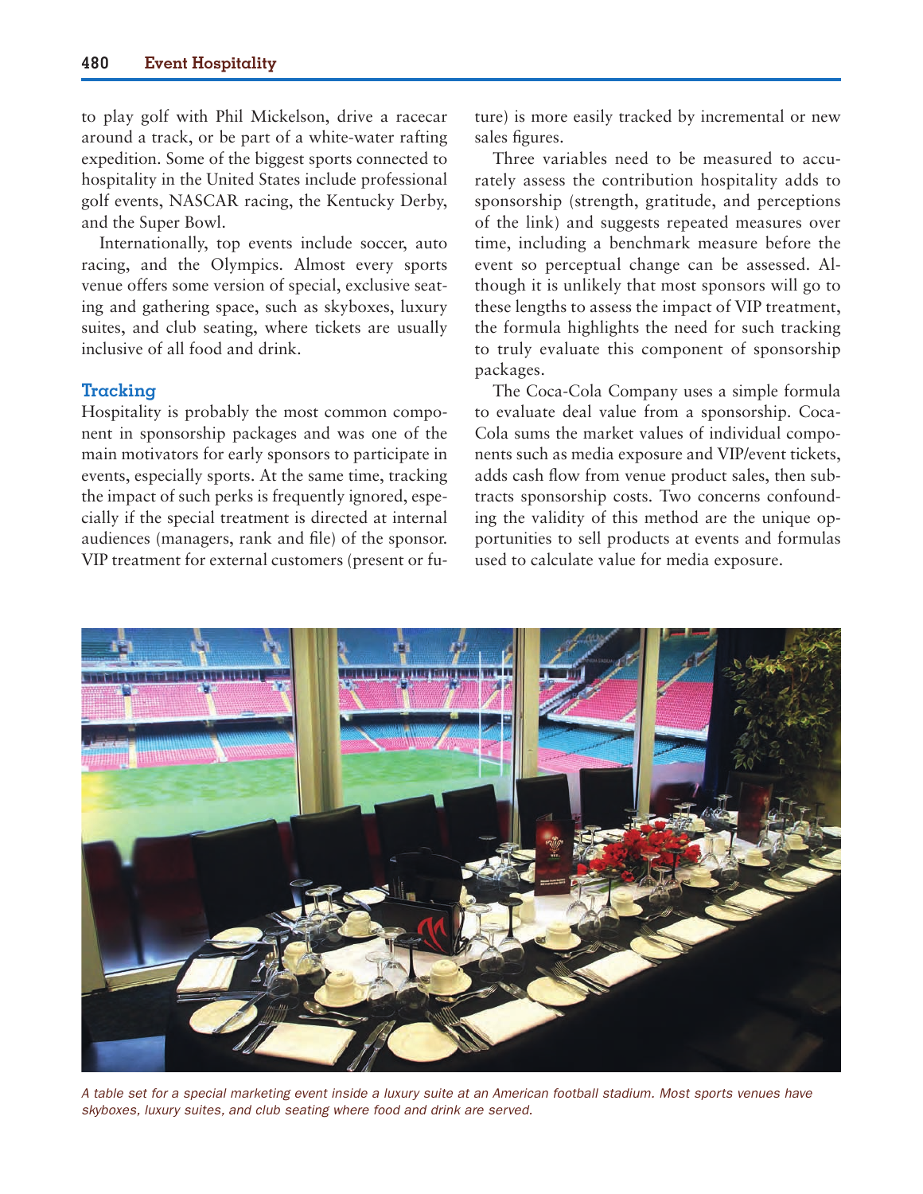to play golf with Phil Mickelson, drive a racecar around a track, or be part of a white-water rafting expedition. Some of the biggest sports connected to hospitality in the United States include professional golf events, NASCAR racing, the Kentucky Derby, and the Super Bowl.

Internationally, top events include soccer, auto racing, and the Olympics. Almost every sports venue offers some version of special, exclusive seating and gathering space, such as skyboxes, luxury suites, and club seating, where tickets are usually inclusive of all food and drink.

### Tracking

Hospitality is probably the most common component in sponsorship packages and was one of the main motivators for early sponsors to participate in events, especially sports. At the same time, tracking the impact of such perks is frequently ignored, especially if the special treatment is directed at internal audiences (managers, rank and file) of the sponsor. VIP treatment for external customers (present or future) is more easily tracked by incremental or new sales figures.

Three variables need to be measured to accurately assess the contribution hospitality adds to sponsorship (strength, gratitude, and perceptions of the link) and suggests repeated measures over time, including a benchmark measure before the event so perceptual change can be assessed. Although it is unlikely that most sponsors will go to these lengths to assess the impact of VIP treatment, the formula highlights the need for such tracking to truly evaluate this component of sponsorship packages.

The Coca-Cola Company uses a simple formula to evaluate deal value from a sponsorship. Coca-Cola sums the market values of individual components such as media exposure and VIP/event tickets, adds cash flow from venue product sales, then subtracts sponsorship costs. Two concerns confounding the validity of this method are the unique opportunities to sell products at events and formulas used to calculate value for media exposure.

*A table set for a special marketing event inside a luxury suite at an American football stadium. Most sports venues have skyboxes, luxury suites, and club seating where food and drink are served.*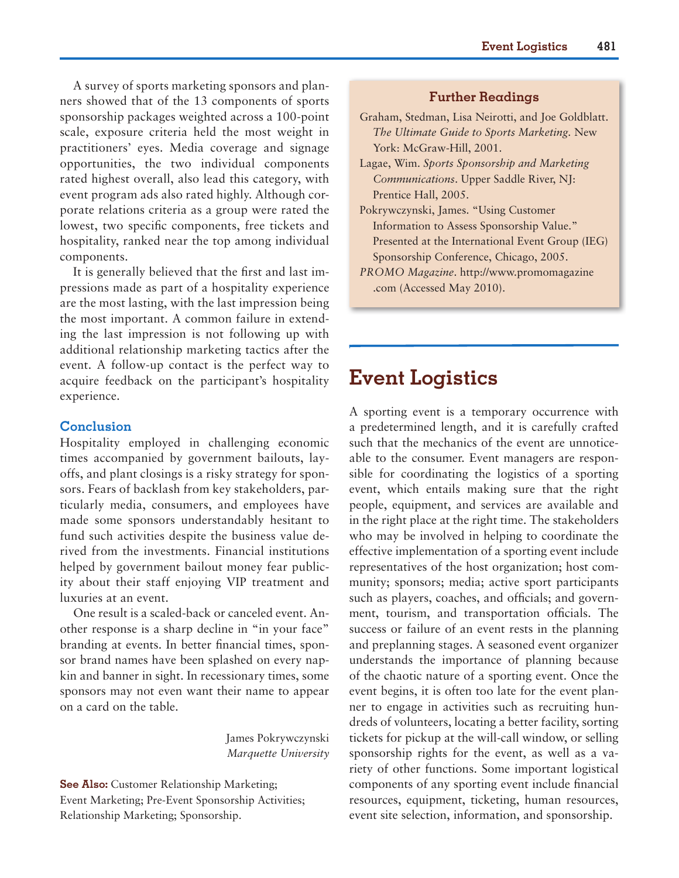A survey of sports marketing sponsors and planners showed that of the 13 components of sports sponsorship packages weighted across a 100-point scale, exposure criteria held the most weight in practitioners' eyes. Media coverage and signage opportunities, the two individual components rated highest overall, also lead this category, with event program ads also rated highly. Although corporate relations criteria as a group were rated the lowest, two specific components, free tickets and hospitality, ranked near the top among individual components.

It is generally believed that the first and last impressions made as part of a hospitality experience are the most lasting, with the last impression being the most important. A common failure in extending the last impression is not following up with additional relationship marketing tactics after the event. A follow-up contact is the perfect way to acquire feedback on the participant's hospitality experience.

### Conclusion

Hospitality employed in challenging economic times accompanied by government bailouts, layoffs, and plant closings is a risky strategy for sponsors. Fears of backlash from key stakeholders, particularly media, consumers, and employees have made some sponsors understandably hesitant to fund such activities despite the business value derived from the investments. Financial institutions helped by government bailout money fear publicity about their staff enjoying VIP treatment and luxuries at an event.

One result is a scaled-back or canceled event. Another response is a sharp decline in "in your face" branding at events. In better financial times, sponsor brand names have been splashed on every napkin and banner in sight. In recessionary times, some sponsors may not even want their name to appear on a card on the table.

James Pokrywczynski
*Marquette University*

**See Also:** Customer Relationship Marketing; Event Marketing; Pre-Event Sponsorship Activities; Relationship Marketing; Sponsorship.

### Further Readings

Graham, Stedman, Lisa Neirotti, and Joe Goldblatt. *The Ultimate Guide to Sports Marketing*. New York: McGraw-Hill, 2001.

Lagae, Wim. *Sports Sponsorship and Marketing Communications*. Upper Saddle River, NJ: Prentice Hall, 2005.

Pokrywczynski, James. "Using Customer Information to Assess Sponsorship Value." Presented at the International Event Group (IEG) Sponsorship Conference, Chicago, 2005.

*PROMO Magazine*. http://www.promomagazine.com (Accessed May 2010).

# Event Logistics

A sporting event is a temporary occurrence with a predetermined length, and it is carefully crafted such that the mechanics of the event are unnoticeable to the consumer. Event managers are responsible for coordinating the logistics of a sporting event, which entails making sure that the right people, equipment, and services are available and in the right place at the right time. The stakeholders who may be involved in helping to coordinate the effective implementation of a sporting event include representatives of the host organization; host community; sponsors; media; active sport participants such as players, coaches, and officials; and government, tourism, and transportation officials. The success or failure of an event rests in the planning and preplanning stages. A seasoned event organizer understands the importance of planning because of the chaotic nature of a sporting event. Once the event begins, it is often too late for the event planner to engage in activities such as recruiting hundreds of volunteers, locating a better facility, sorting tickets for pickup at the will-call window, or selling sponsorship rights for the event, as well as a variety of other functions. Some important logistical components of any sporting event include financial resources, equipment, ticketing, human resources, event site selection, information, and sponsorship.